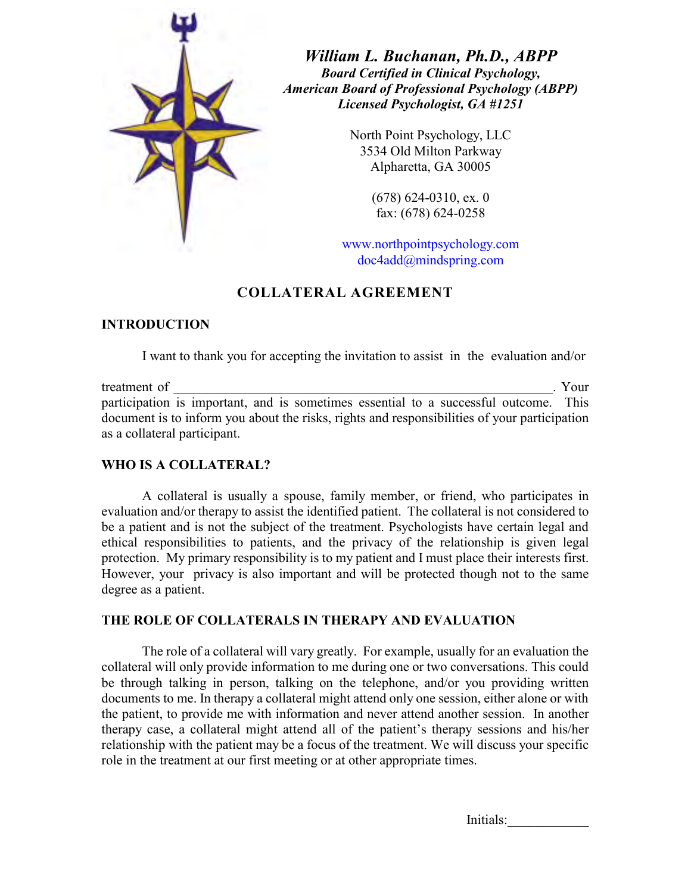*William L. Buchanan, Ph.D., ABPP*
***Board Certified in Clinical Psychology,***
***American Board of Professional Psychology (ABPP)***
***Licensed Psychologist, GA #1251***

North Point Psychology, LLC
3534 Old Milton Parkway
Alpharetta, GA 30005

(678) 624-0310, ex. 0
fax: (678) 624-0258

www.northpointpsychology.com
doc4add@mindspring.com

# COLLATERAL AGREEMENT

## INTRODUCTION

I want to thank you for accepting the invitation to assist in the evaluation and/or treatment of ____________________________________________________________. Your participation is important, and is sometimes essential to a successful outcome. This document is to inform you about the risks, rights and responsibilities of your participation as a collateral participant.

## WHO IS A COLLATERAL?

A collateral is usually a spouse, family member, or friend, who participates in evaluation and/or therapy to assist the identified patient. The collateral is not considered to be a patient and is not the subject of the treatment. Psychologists have certain legal and ethical responsibilities to patients, and the privacy of the relationship is given legal protection. My primary responsibility is to my patient and I must place their interests first. However, your privacy is also important and will be protected though not to the same degree as a patient.

## THE ROLE OF COLLATERALS IN THERAPY AND EVALUATION

The role of a collateral will vary greatly. For example, usually for an evaluation the collateral will only provide information to me during one or two conversations. This could be through talking in person, talking on the telephone, and/or you providing written documents to me. In therapy a collateral might attend only one session, either alone or with the patient, to provide me with information and never attend another session. In another therapy case, a collateral might attend all of the patient's therapy sessions and his/her relationship with the patient may be a focus of the treatment. We will discuss your specific role in the treatment at our first meeting or at other appropriate times.

Initials:____________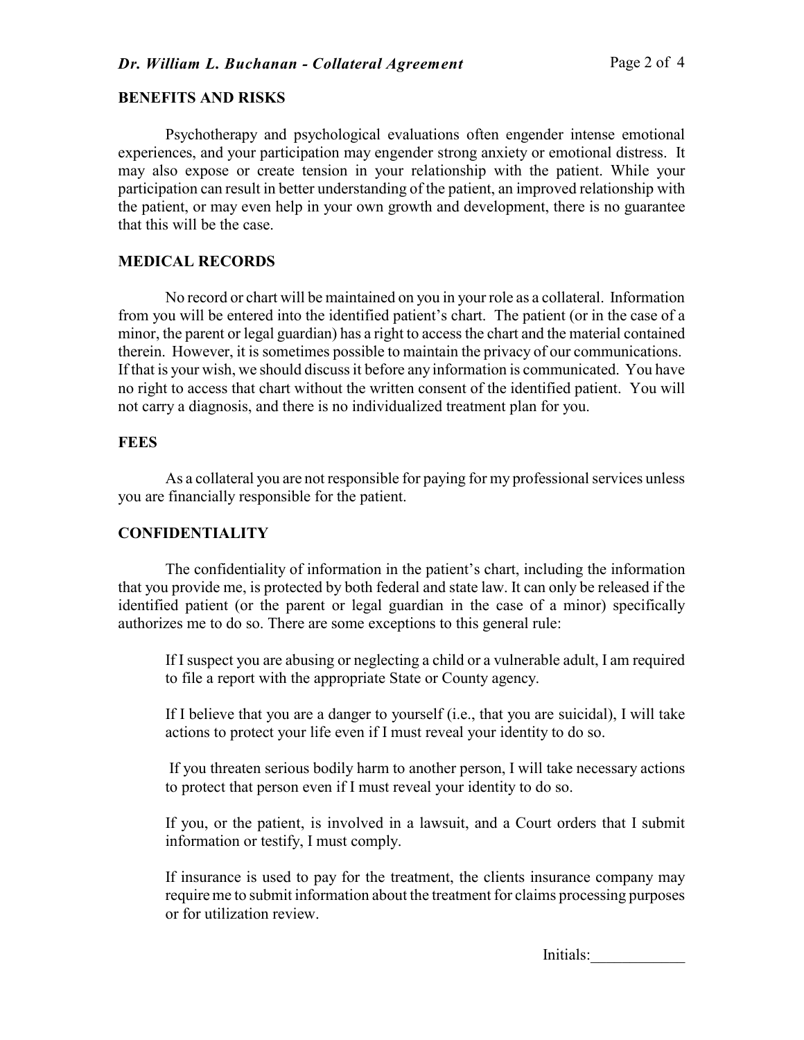## BENEFITS AND RISKS

Psychotherapy and psychological evaluations often engender intense emotional experiences, and your participation may engender strong anxiety or emotional distress. It may also expose or create tension in your relationship with the patient. While your participation can result in better understanding of the patient, an improved relationship with the patient, or may even help in your own growth and development, there is no guarantee that this will be the case.

## MEDICAL RECORDS

No record or chart will be maintained on you in your role as a collateral. Information from you will be entered into the identified patient's chart. The patient (or in the case of a minor, the parent or legal guardian) has a right to access the chart and the material contained therein. However, it is sometimes possible to maintain the privacy of our communications. If that is your wish, we should discuss it before any information is communicated. You have no right to access that chart without the written consent of the identified patient. You will not carry a diagnosis, and there is no individualized treatment plan for you.

## FEES

As a collateral you are not responsible for paying for my professional services unless you are financially responsible for the patient.

## CONFIDENTIALITY

The confidentiality of information in the patient's chart, including the information that you provide me, is protected by both federal and state law. It can only be released if the identified patient (or the parent or legal guardian in the case of a minor) specifically authorizes me to do so. There are some exceptions to this general rule:

If I suspect you are abusing or neglecting a child or a vulnerable adult, I am required to file a report with the appropriate State or County agency.

If I believe that you are a danger to yourself (i.e., that you are suicidal), I will take actions to protect your life even if I must reveal your identity to do so.

If you threaten serious bodily harm to another person, I will take necessary actions to protect that person even if I must reveal your identity to do so.

If you, or the patient, is involved in a lawsuit, and a Court orders that I submit information or testify, I must comply.

If insurance is used to pay for the treatment, the clients insurance company may require me to submit information about the treatment for claims processing purposes or for utilization review.

Initials:____________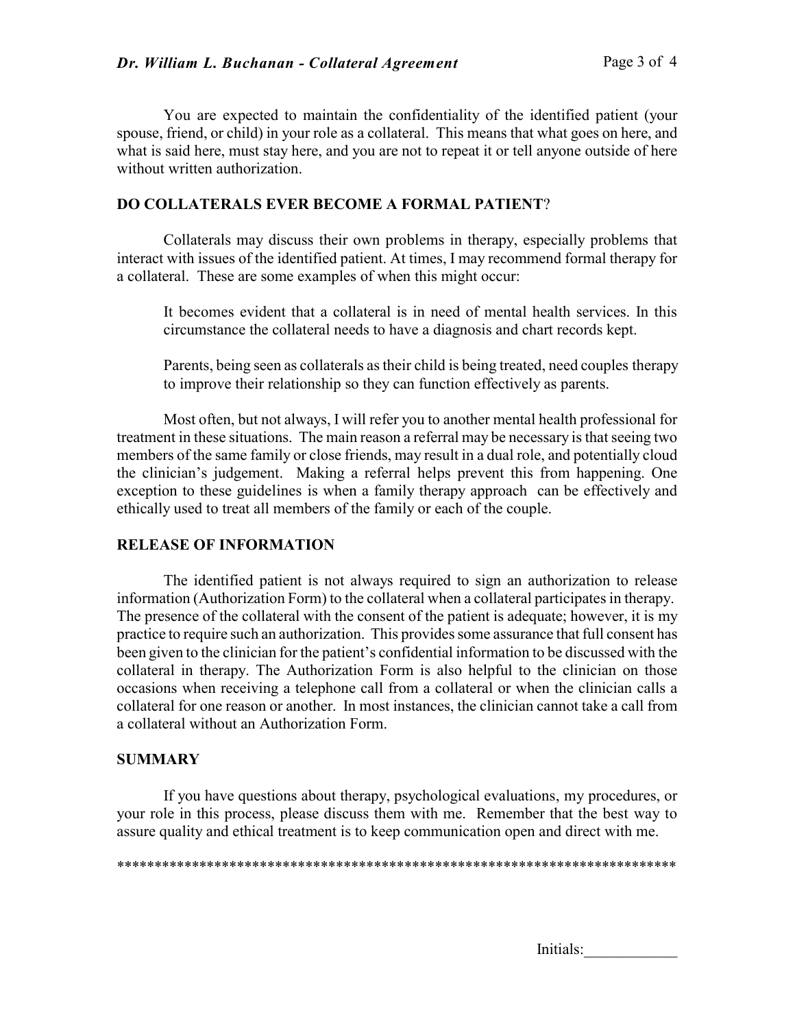You are expected to maintain the confidentiality of the identified patient (your spouse, friend, or child) in your role as a collateral. This means that what goes on here, and what is said here, must stay here, and you are not to repeat it or tell anyone outside of here without written authorization.

## DO COLLATERALS EVER BECOME A FORMAL PATIENT?

Collaterals may discuss their own problems in therapy, especially problems that interact with issues of the identified patient. At times, I may recommend formal therapy for a collateral. These are some examples of when this might occur:

> It becomes evident that a collateral is in need of mental health services. In this circumstance the collateral needs to have a diagnosis and chart records kept.
>
> Parents, being seen as collaterals as their child is being treated, need couples therapy to improve their relationship so they can function effectively as parents.

Most often, but not always, I will refer you to another mental health professional for treatment in these situations. The main reason a referral may be necessary is that seeing two members of the same family or close friends, may result in a dual role, and potentially cloud the clinician's judgement. Making a referral helps prevent this from happening. One exception to these guidelines is when a family therapy approach can be effectively and ethically used to treat all members of the family or each of the couple.

## RELEASE OF INFORMATION

The identified patient is not always required to sign an authorization to release information (Authorization Form) to the collateral when a collateral participates in therapy. The presence of the collateral with the consent of the patient is adequate; however, it is my practice to require such an authorization. This provides some assurance that full consent has been given to the clinician for the patient's confidential information to be discussed with the collateral in therapy. The Authorization Form is also helpful to the clinician on those occasions when receiving a telephone call from a collateral or when the clinician calls a collateral for one reason or another. In most instances, the clinician cannot take a call from a collateral without an Authorization Form.

## SUMMARY

If you have questions about therapy, psychological evaluations, my procedures, or your role in this process, please discuss them with me. Remember that the best way to assure quality and ethical treatment is to keep communication open and direct with me.

**************************************************************************

Initials:____________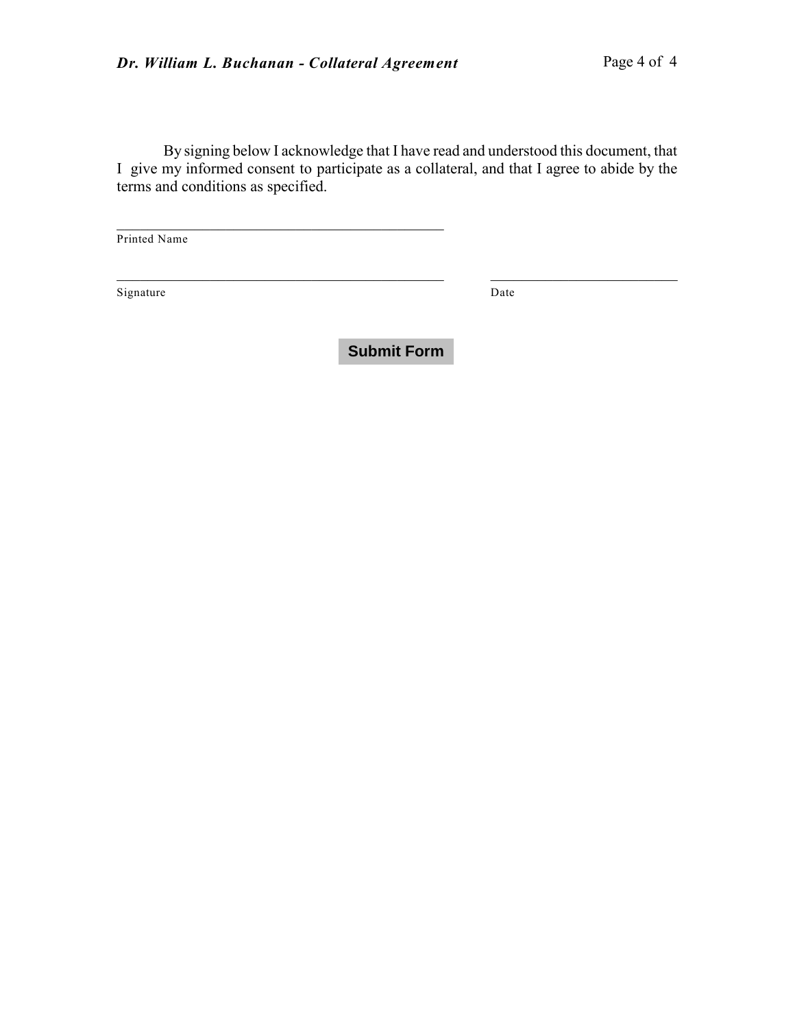By signing below I acknowledge that I have read and understood this document, that I give my informed consent to participate as a collateral, and that I agree to abide by the terms and conditions as specified.

\_\_\_\_\_\_\_\_\_\_\_\_\_\_\_\_\_\_\_\_\_\_\_\_\_\_\_\_\_\_\_\_\_\_\_\_\_\_\_\_

Printed Name

\_\_\_\_\_\_\_\_\_\_\_\_\_\_\_\_\_\_\_\_\_\_\_\_\_\_\_\_\_\_\_\_\_\_\_\_\_\_\_\_ \_\_\_\_\_\_\_\_\_\_\_\_\_\_\_\_\_\_\_\_\_\_\_

Signature Date

Submit Form